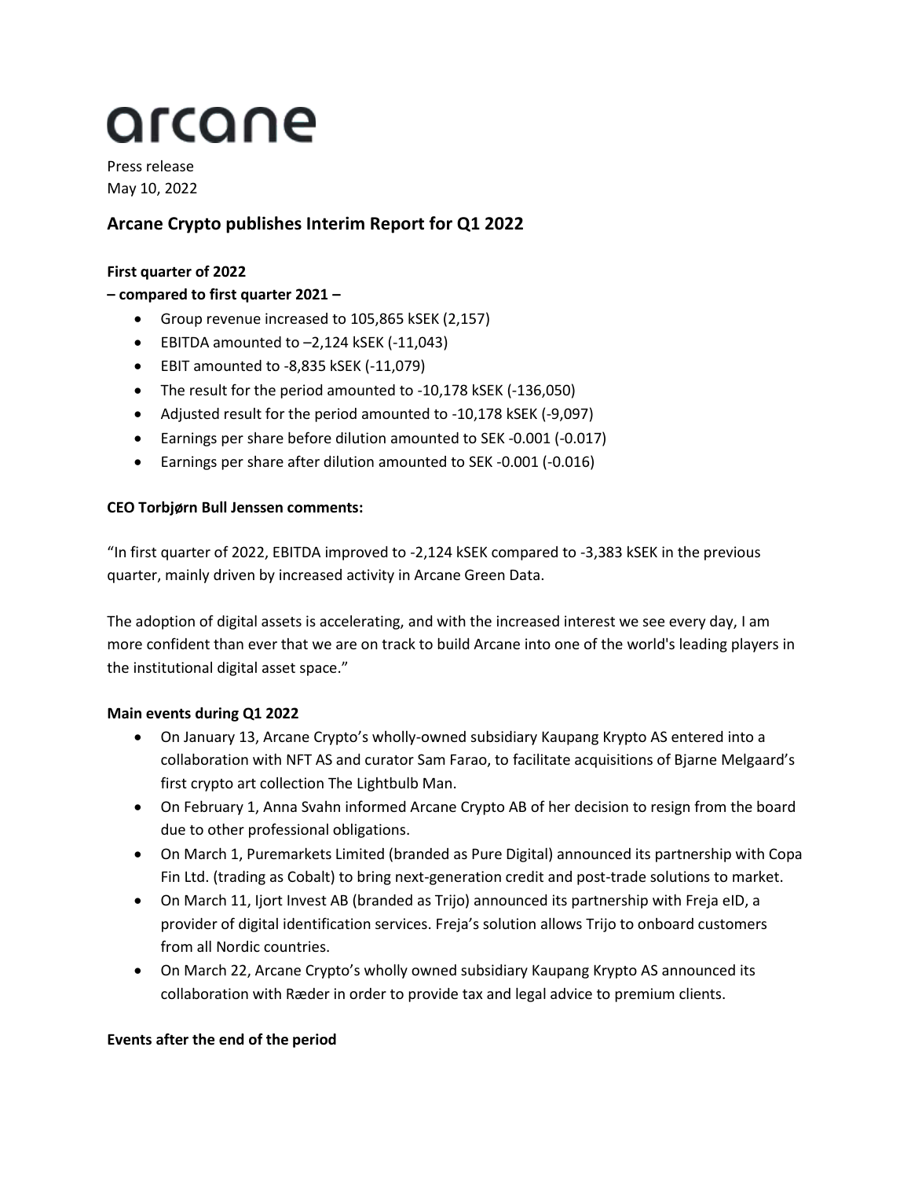arcane

Press release
May 10, 2022

## Arcane Crypto publishes Interim Report for Q1 2022

**First quarter of 2022**

**– compared to first quarter 2021 –**

- Group revenue increased to 105,865 kSEK (2,157)
- EBITDA amounted to –2,124 kSEK (-11,043)
- EBIT amounted to -8,835 kSEK (-11,079)
- The result for the period amounted to -10,178 kSEK (-136,050)
- Adjusted result for the period amounted to -10,178 kSEK (-9,097)
- Earnings per share before dilution amounted to SEK -0.001 (-0.017)
- Earnings per share after dilution amounted to SEK -0.001 (-0.016)

**CEO Torbjørn Bull Jenssen comments:**

"In first quarter of 2022, EBITDA improved to -2,124 kSEK compared to -3,383 kSEK in the previous quarter, mainly driven by increased activity in Arcane Green Data.

The adoption of digital assets is accelerating, and with the increased interest we see every day, I am more confident than ever that we are on track to build Arcane into one of the world's leading players in the institutional digital asset space."

**Main events during Q1 2022**

- On January 13, Arcane Crypto's wholly-owned subsidiary Kaupang Krypto AS entered into a collaboration with NFT AS and curator Sam Farao, to facilitate acquisitions of Bjarne Melgaard's first crypto art collection The Lightbulb Man.
- On February 1, Anna Svahn informed Arcane Crypto AB of her decision to resign from the board due to other professional obligations.
- On March 1, Puremarkets Limited (branded as Pure Digital) announced its partnership with Copa Fin Ltd. (trading as Cobalt) to bring next-generation credit and post-trade solutions to market.
- On March 11, Ijort Invest AB (branded as Trijo) announced its partnership with Freja eID, a provider of digital identification services. Freja's solution allows Trijo to onboard customers from all Nordic countries.
- On March 22, Arcane Crypto's wholly owned subsidiary Kaupang Krypto AS announced its collaboration with Ræder in order to provide tax and legal advice to premium clients.

**Events after the end of the period**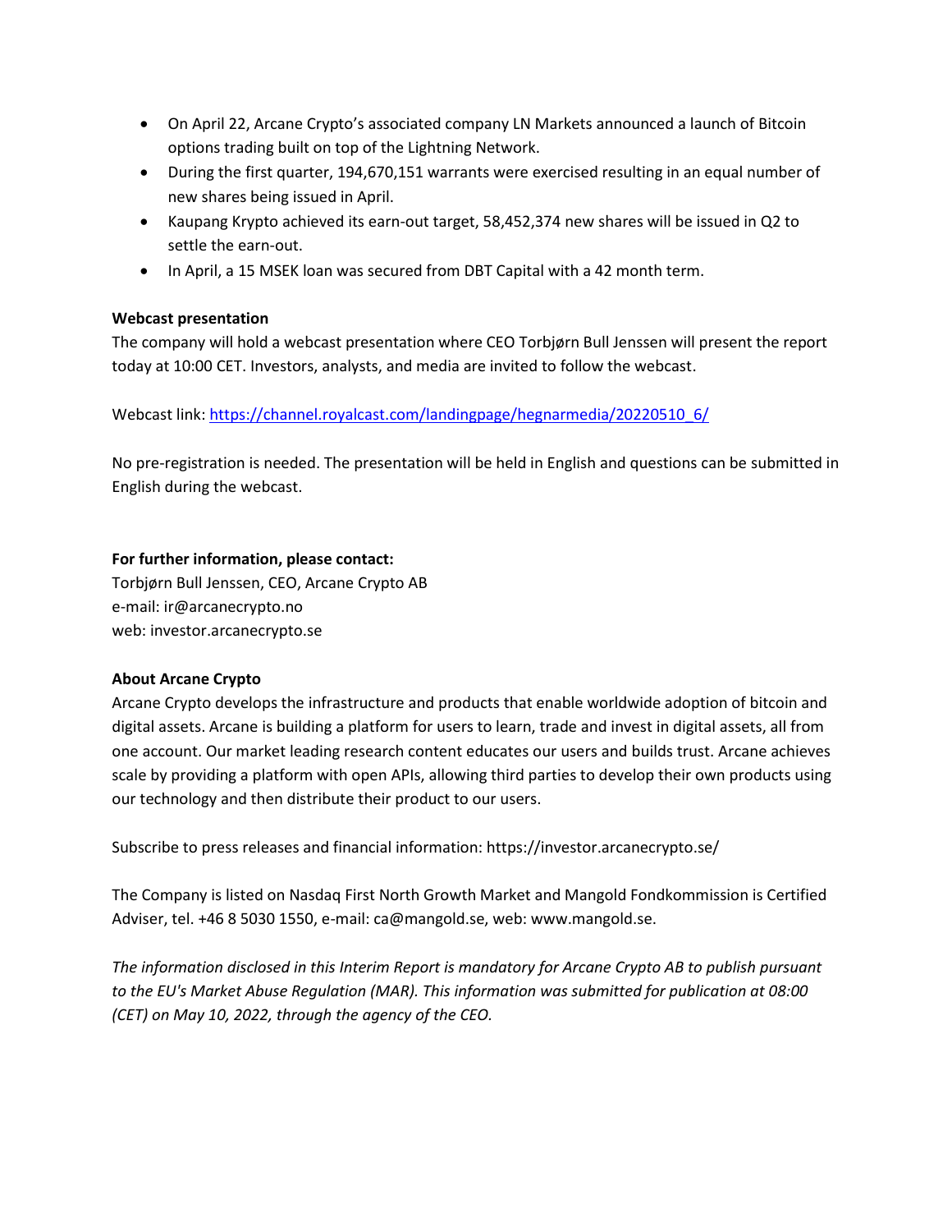- On April 22, Arcane Crypto's associated company LN Markets announced a launch of Bitcoin options trading built on top of the Lightning Network.
- During the first quarter, 194,670,151 warrants were exercised resulting in an equal number of new shares being issued in April.
- Kaupang Krypto achieved its earn-out target, 58,452,374 new shares will be issued in Q2 to settle the earn-out.
- In April, a 15 MSEK loan was secured from DBT Capital with a 42 month term.

**Webcast presentation**
The company will hold a webcast presentation where CEO Torbjørn Bull Jenssen will present the report today at 10:00 CET. Investors, analysts, and media are invited to follow the webcast.

Webcast link: [https://channel.royalcast.com/landingpage/hegnarmedia/20220510_6/](https://channel.royalcast.com/landingpage/hegnarmedia/20220510_6/)

No pre-registration is needed. The presentation will be held in English and questions can be submitted in English during the webcast.

**For further information, please contact:**
Torbjørn Bull Jenssen, CEO, Arcane Crypto AB
e-mail: ir@arcanecrypto.no
web: investor.arcanecrypto.se

**About Arcane Crypto**
Arcane Crypto develops the infrastructure and products that enable worldwide adoption of bitcoin and digital assets. Arcane is building a platform for users to learn, trade and invest in digital assets, all from one account. Our market leading research content educates our users and builds trust. Arcane achieves scale by providing a platform with open APIs, allowing third parties to develop their own products using our technology and then distribute their product to our users.

Subscribe to press releases and financial information: https://investor.arcanecrypto.se/

The Company is listed on Nasdaq First North Growth Market and Mangold Fondkommission is Certified Adviser, tel. +46 8 5030 1550, e-mail: ca@mangold.se, web: www.mangold.se.

*The information disclosed in this Interim Report is mandatory for Arcane Crypto AB to publish pursuant to the EU's Market Abuse Regulation (MAR). This information was submitted for publication at 08:00 (CET) on May 10, 2022, through the agency of the CEO.*